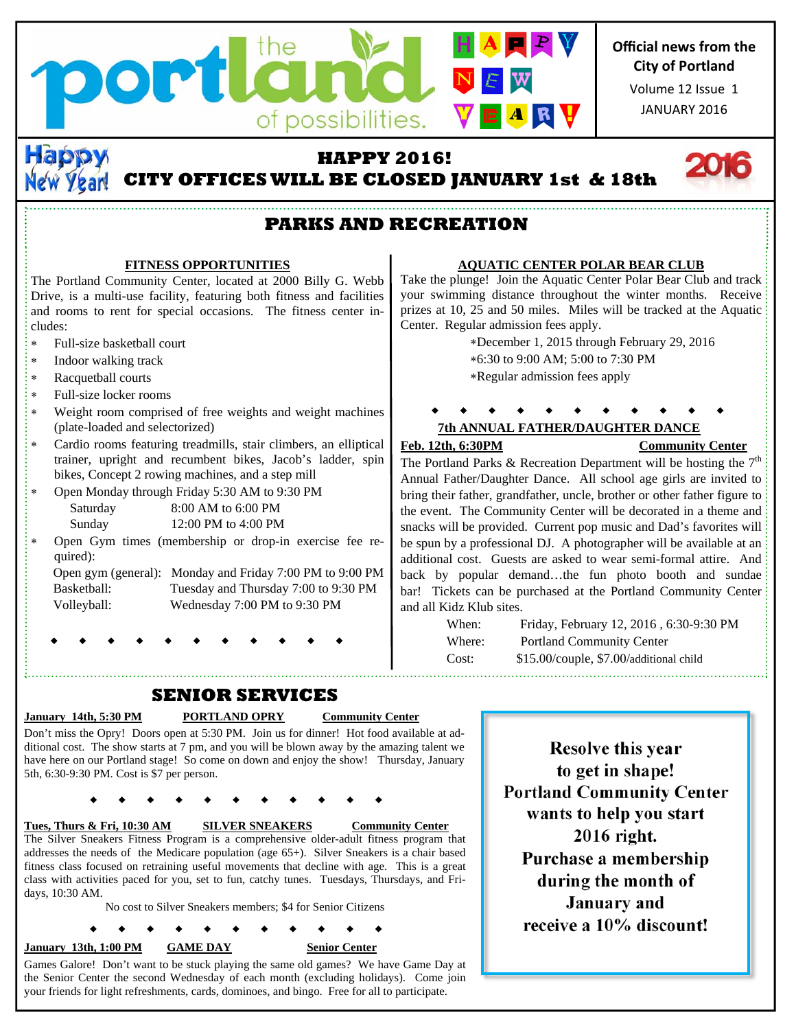# the portland of possibilities.

HAPPY NEW YEAR!

**Official news from the City of Portland**

Volume 12 Issue 1

JANUARY 2016

Happy New Year!

## HAPPY 2016!
## CITY OFFICES WILL BE CLOSED JANUARY 1st & 18th

2016

## PARKS AND RECREATION

### FITNESS OPPORTUNITIES

The Portland Community Center, located at 2000 Billy G. Webb Drive, is a multi-use facility, featuring both fitness and facilities and rooms to rent for special occasions. The fitness center includes:

- Full-size basketball court
- Indoor walking track
- Racquetball courts
- Full-size locker rooms
- Weight room comprised of free weights and weight machines (plate-loaded and selectorized)
- Cardio rooms featuring treadmills, stair climbers, an elliptical trainer, upright and recumbent bikes, Jacob's ladder, spin bikes, Concept 2 rowing machines, and a step mill
- Open Monday through Friday 5:30 AM to 9:30 PM
  - Saturday 8:00 AM to 6:00 PM
  - Sunday 12:00 PM to 4:00 PM
- Open Gym times (membership or drop-in exercise fee required):
  - Open gym (general): Monday and Friday 7:00 PM to 9:00 PM
  - Basketball: Tuesday and Thursday 7:00 to 9:30 PM
  - Volleyball: Wednesday 7:00 PM to 9:30 PM

### AQUATIC CENTER POLAR BEAR CLUB

Take the plunge! Join the Aquatic Center Polar Bear Club and track your swimming distance throughout the winter months. Receive prizes at 10, 25 and 50 miles. Miles will be tracked at the Aquatic Center. Regular admission fees apply.

- December 1, 2015 through February 29, 2016
- 6:30 to 9:00 AM; 5:00 to 7:30 PM
- Regular admission fees apply

### 7th ANNUAL FATHER/DAUGHTER DANCE

**Feb. 12th, 6:30PM** **Community Center**

The Portland Parks & Recreation Department will be hosting the 7th Annual Father/Daughter Dance. All school age girls are invited to bring their father, grandfather, uncle, brother or other father figure to the event. The Community Center will be decorated in a theme and snacks will be provided. Current pop music and Dad's favorites will be spun by a professional DJ. A photographer will be available at an additional cost. Guests are asked to wear semi-formal attire. And back by popular demand…the fun photo booth and sundae bar! Tickets can be purchased at the Portland Community Center and all Kidz Klub sites.

When: Friday, February 12, 2016 , 6:30-9:30 PM
Where: Portland Community Center
Cost: $15.00/couple, $7.00/additional child

## SENIOR SERVICES

**January 14th, 5:30 PM** **PORTLAND OPRY** **Community Center**

Don't miss the Opry! Doors open at 5:30 PM. Join us for dinner! Hot food available at additional cost. The show starts at 7 pm, and you will be blown away by the amazing talent we have here on our Portland stage! So come on down and enjoy the show! Thursday, January 5th, 6:30-9:30 PM. Cost is $7 per person.

**Tues, Thurs & Fri, 10:30 AM** **SILVER SNEAKERS** **Community Center**

The Silver Sneakers Fitness Program is a comprehensive older-adult fitness program that addresses the needs of the Medicare population (age 65+). Silver Sneakers is a chair based fitness class focused on retraining useful movements that decline with age. This is a great class with activities paced for you, set to fun, catchy tunes. Tuesdays, Thursdays, and Fridays, 10:30 AM.

No cost to Silver Sneakers members; $4 for Senior Citizens

**January 13th, 1:00 PM** **GAME DAY** **Senior Center**

Games Galore! Don't want to be stuck playing the same old games? We have Game Day at the Senior Center the second Wednesday of each month (excluding holidays). Come join your friends for light refreshments, cards, dominoes, and bingo. Free for all to participate.

**Resolve this year to get in shape! Portland Community Center wants to help you start 2016 right. Purchase a membership during the month of January and receive a 10% discount!**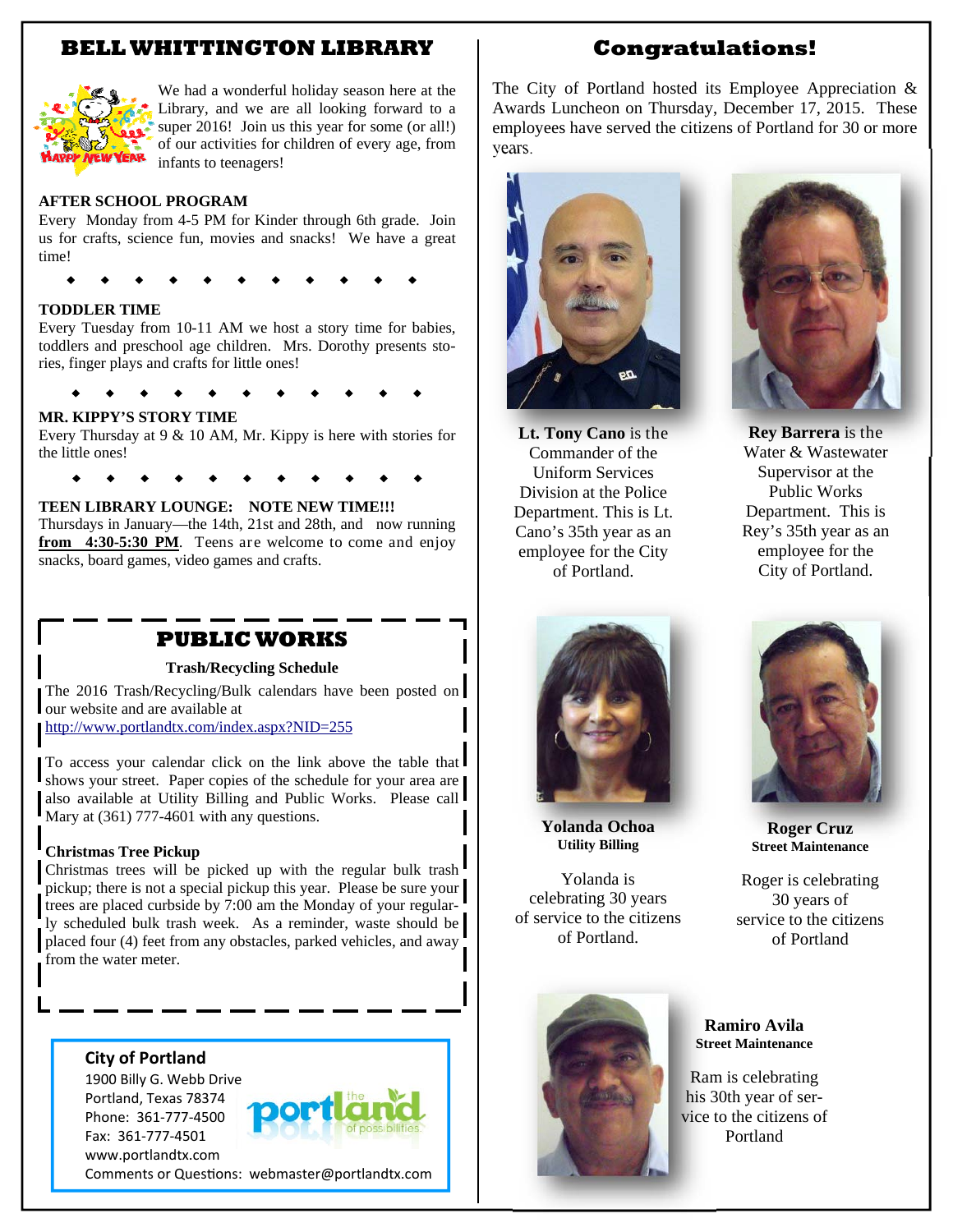## BELL WHITTINGTON LIBRARY

We had a wonderful holiday season here at the Library, and we are all looking forward to a super 2016! Join us this year for some (or all!) of our activities for children of every age, from infants to teenagers!

**AFTER SCHOOL PROGRAM**
Every Monday from 4-5 PM for Kinder through 6th grade. Join us for crafts, science fun, movies and snacks! We have a great time!

◆ ◆ ◆ ◆ ◆ ◆ ◆ ◆ ◆ ◆ ◆

**TODDLER TIME**
Every Tuesday from 10-11 AM we host a story time for babies, toddlers and preschool age children. Mrs. Dorothy presents stories, finger plays and crafts for little ones!

◆ ◆ ◆ ◆ ◆ ◆ ◆ ◆ ◆ ◆ ◆

**MR. KIPPY'S STORY TIME**
Every Thursday at 9 & 10 AM, Mr. Kippy is here with stories for the little ones!

◆ ◆ ◆ ◆ ◆ ◆ ◆ ◆ ◆ ◆ ◆

**TEEN LIBRARY LOUNGE: NOTE NEW TIME!!!**
Thursdays in January—the 14th, 21st and 28th, and now running **from 4:30-5:30 PM**. Teens are welcome to come and enjoy snacks, board games, video games and crafts.

## PUBLIC WORKS

**Trash/Recycling Schedule**

The 2016 Trash/Recycling/Bulk calendars have been posted on our website and are available at
http://www.portlandtx.com/index.aspx?NID=255

To access your calendar click on the link above the table that shows your street. Paper copies of the schedule for your area are also available at Utility Billing and Public Works. Please call Mary at (361) 777-4601 with any questions.

**Christmas Tree Pickup**
Christmas trees will be picked up with the regular bulk trash pickup; there is not a special pickup this year. Please be sure your trees are placed curbside by 7:00 am the Monday of your regularly scheduled bulk trash week. As a reminder, waste should be placed four (4) feet from any obstacles, parked vehicles, and away from the water meter.

**City of Portland**
1900 Billy G. Webb Drive
Portland, Texas 78374
Phone: 361-777-4500
Fax: 361-777-4501
www.portlandtx.com
Comments or Questions: webmaster@portlandtx.com

## Congratulations!

The City of Portland hosted its Employee Appreciation & Awards Luncheon on Thursday, December 17, 2015. These employees have served the citizens of Portland for 30 or more years.

**Lt. Tony Cano** is the Commander of the Uniform Services Division at the Police Department. This is Lt. Cano's 35th year as an employee for the City of Portland.

**Rey Barrera** is the Water & Wastewater Supervisor at the Public Works Department. This is Rey's 35th year as an employee for the City of Portland.

**Yolanda Ochoa**
**Utility Billing**

Yolanda is celebrating 30 years of service to the citizens of Portland.

**Roger Cruz**
**Street Maintenance**

Roger is celebrating 30 years of service to the citizens of Portland

**Ramiro Avila**
**Street Maintenance**

Ram is celebrating his 30th year of service to the citizens of Portland